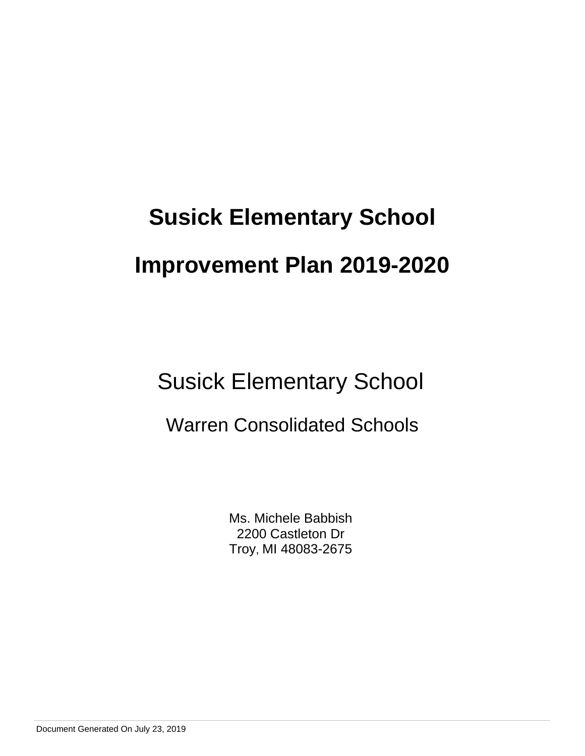# Susick Elementary School

# Improvement Plan 2019-2020

Susick Elementary School

Warren Consolidated Schools

Ms. Michele Babbish
2200 Castleton Dr
Troy, MI 48083-2675

Document Generated On July 23, 2019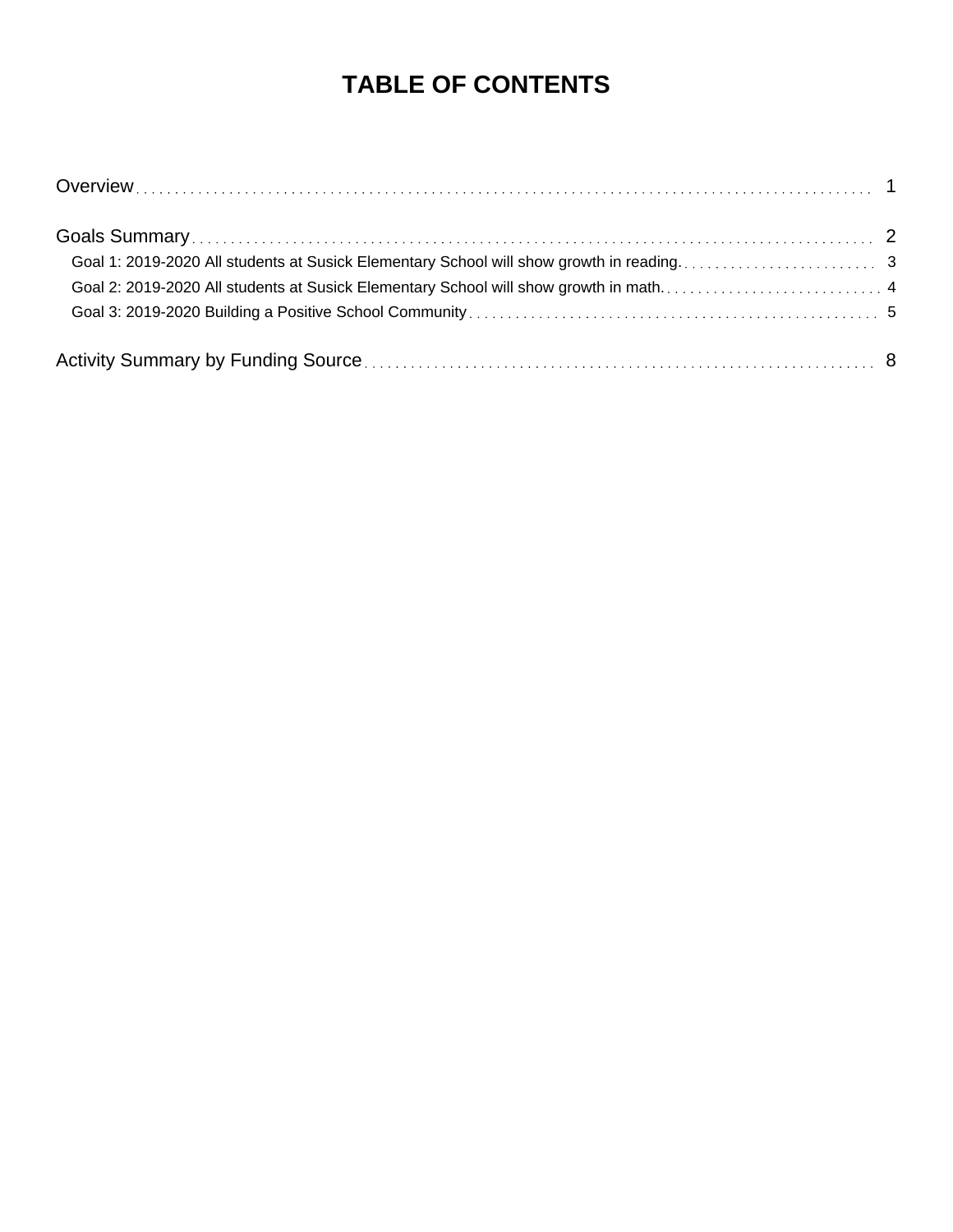# TABLE OF CONTENTS

Overview . . . . . . . . . . . . . . . . . . . . . . . . . . . . . . . . . . . . . . . . . . . . . . . . . . . . . . . . . . . . . . . . . . . . . . . . . . . . . . . . . . . . . . 1

Goals Summary . . . . . . . . . . . . . . . . . . . . . . . . . . . . . . . . . . . . . . . . . . . . . . . . . . . . . . . . . . . . . . . . . . . . . . . . . . . . . . . . . 2

- Goal 1: 2019-2020 All students at Susick Elementary School will show growth in reading. . . . . . . . . . . . . . . . . . . . . . . . . . . 3
- Goal 2: 2019-2020 All students at Susick Elementary School will show growth in math. . . . . . . . . . . . . . . . . . . . . . . . . . . . . 4
- Goal 3: 2019-2020 Building a Positive School Community . . . . . . . . . . . . . . . . . . . . . . . . . . . . . . . . . . . . . . . . . . . . . . . . . 5

Activity Summary by Funding Source . . . . . . . . . . . . . . . . . . . . . . . . . . . . . . . . . . . . . . . . . . . . . . . . . . . . . . . . . . . . . . 8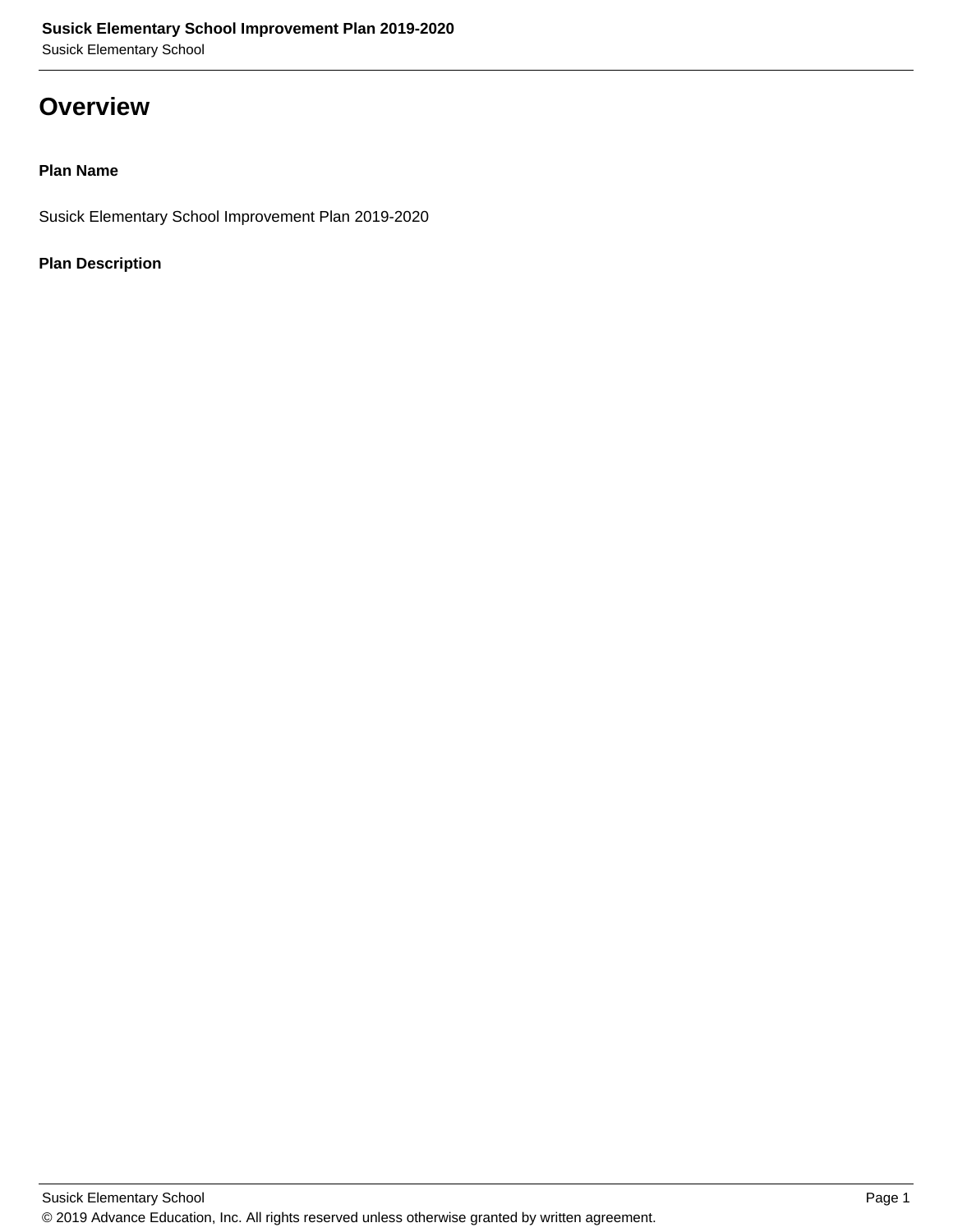# Overview

**Plan Name**

Susick Elementary School Improvement Plan 2019-2020

**Plan Description**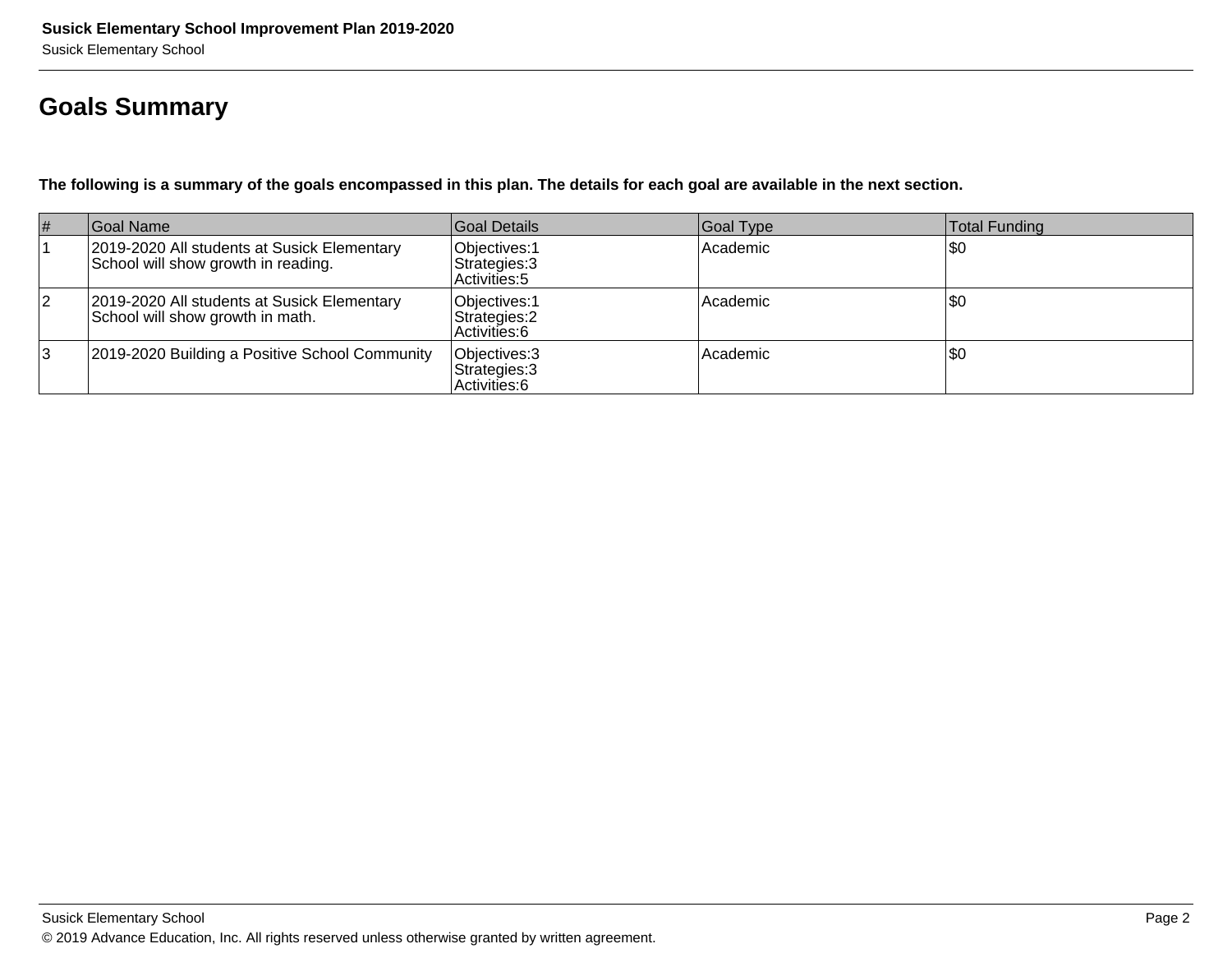## Goals Summary

**The following is a summary of the goals encompassed in this plan. The details for each goal are available in the next section.**

| # | Goal Name | Goal Details | Goal Type | Total Funding |
|---|---|---|---|---|
| 1 | 2019-2020 All students at Susick Elementary School will show growth in reading. | Objectives:1<br>Strategies:3<br>Activities:5 | Academic | $0 |
| 2 | 2019-2020 All students at Susick Elementary School will show growth in math. | Objectives:1<br>Strategies:2<br>Activities:6 | Academic | $0 |
| 3 | 2019-2020 Building a Positive School Community | Objectives:3<br>Strategies:3<br>Activities:6 | Academic | $0 |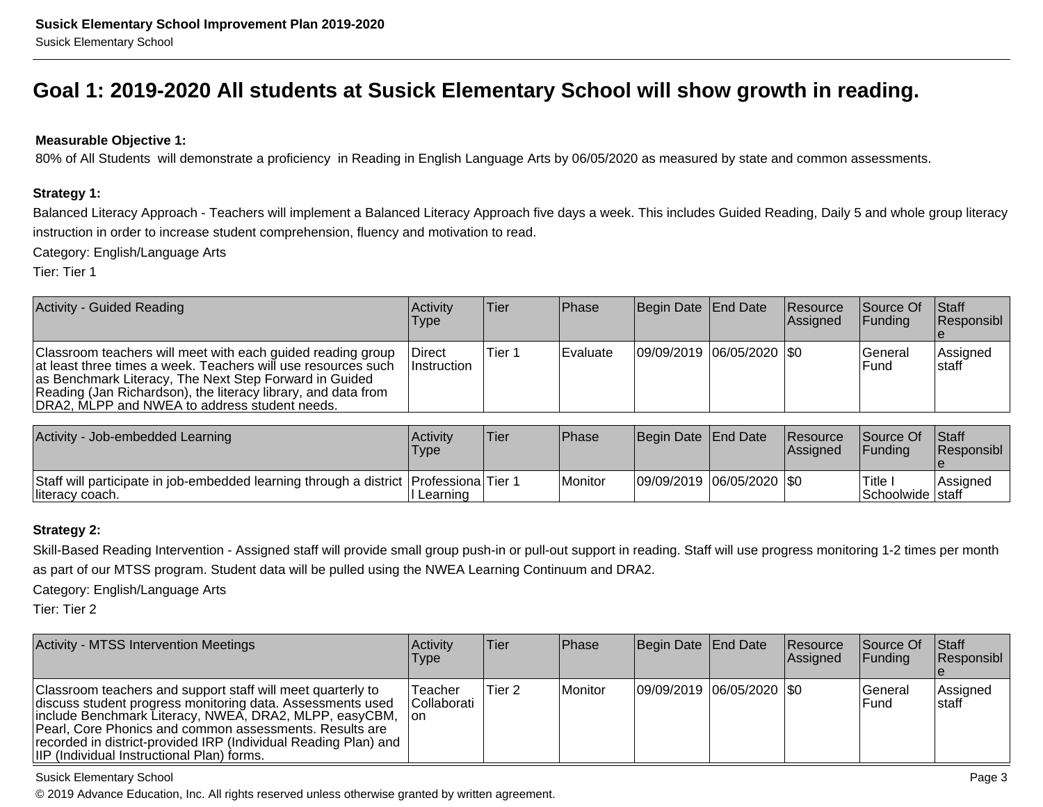# Goal 1: 2019-2020 All students at Susick Elementary School will show growth in reading.

**Measurable Objective 1:**
80% of All Students will demonstrate a proficiency in Reading in English Language Arts by 06/05/2020 as measured by state and common assessments.

**Strategy 1:**
Balanced Literacy Approach - Teachers will implement a Balanced Literacy Approach five days a week. This includes Guided Reading, Daily 5 and whole group literacy instruction in order to increase student comprehension, fluency and motivation to read.
Category: English/Language Arts
Tier: Tier 1

| Activity - Guided Reading | Activity Type | Tier | Phase | Begin Date | End Date | Resource Assigned | Source Of Funding | Staff Responsible |
|---|---|---|---|---|---|---|---|---|
| Classroom teachers will meet with each guided reading group at least three times a week. Teachers will use resources such as Benchmark Literacy, The Next Step Forward in Guided Reading (Jan Richardson), the literacy library, and data from DRA2, MLPP and NWEA to address student needs. | Direct Instruction | Tier 1 | Evaluate | 09/09/2019 | 06/05/2020 | $0 | General Fund | Assigned staff |

| Activity - Job-embedded Learning | Activity Type | Tier | Phase | Begin Date | End Date | Resource Assigned | Source Of Funding | Staff Responsible |
|---|---|---|---|---|---|---|---|---|
| Staff will participate in job-embedded learning through a district literacy coach. | Professional Learning | Tier 1 | Monitor | 09/09/2019 | 06/05/2020 | $0 | Title I Schoolwide | Assigned staff |

**Strategy 2:**
Skill-Based Reading Intervention - Assigned staff will provide small group push-in or pull-out support in reading. Staff will use progress monitoring 1-2 times per month as part of our MTSS program. Student data will be pulled using the NWEA Learning Continuum and DRA2.
Category: English/Language Arts
Tier: Tier 2

| Activity - MTSS Intervention Meetings | Activity Type | Tier | Phase | Begin Date | End Date | Resource Assigned | Source Of Funding | Staff Responsible |
|---|---|---|---|---|---|---|---|---|
| Classroom teachers and support staff will meet quarterly to discuss student progress monitoring data. Assessments used include Benchmark Literacy, NWEA, DRA2, MLPP, easyCBM, Pearl, Core Phonics and common assessments. Results are recorded in district-provided IRP (Individual Reading Plan) and IIP (Individual Instructional Plan) forms. | Teacher Collaboration | Tier 2 | Monitor | 09/09/2019 | 06/05/2020 | $0 | General Fund | Assigned staff |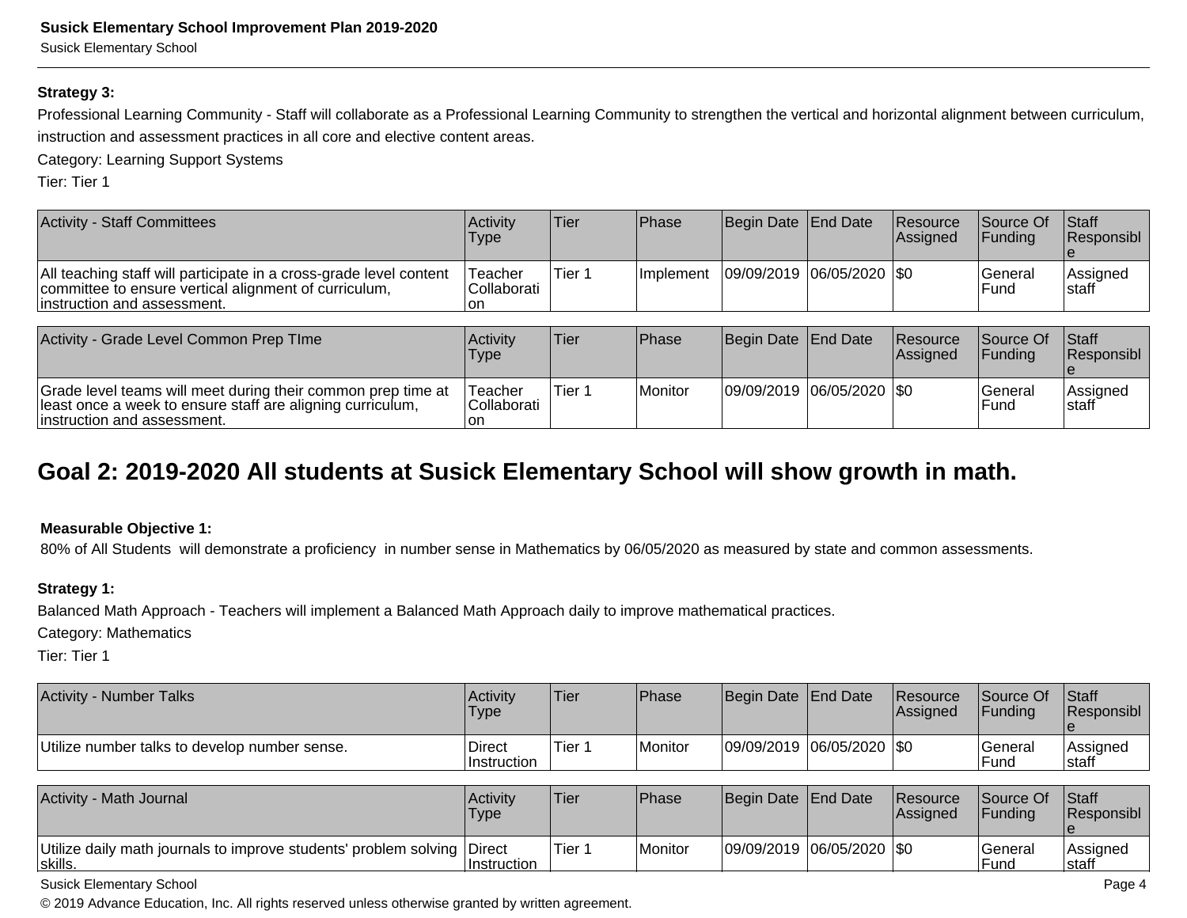**Strategy 3:**

Professional Learning Community - Staff will collaborate as a Professional Learning Community to strengthen the vertical and horizontal alignment between curriculum, instruction and assessment practices in all core and elective content areas.

Category: Learning Support Systems

Tier: Tier 1

| Activity - Staff Committees | Activity Type | Tier | Phase | Begin Date | End Date | Resource Assigned | Source Of Funding | Staff Responsible |
|---|---|---|---|---|---|---|---|---|
| All teaching staff will participate in a cross-grade level content committee to ensure vertical alignment of curriculum, instruction and assessment. | Teacher Collaboration | Tier 1 | Implement | 09/09/2019 | 06/05/2020 | $0 | General Fund | Assigned staff |

| Activity - Grade Level Common Prep TIme | Activity Type | Tier | Phase | Begin Date | End Date | Resource Assigned | Source Of Funding | Staff Responsible |
|---|---|---|---|---|---|---|---|---|
| Grade level teams will meet during their common prep time at least once a week to ensure staff are aligning curriculum, instruction and assessment. | Teacher Collaboration | Tier 1 | Monitor | 09/09/2019 | 06/05/2020 | $0 | General Fund | Assigned staff |

## Goal 2: 2019-2020 All students at Susick Elementary School will show growth in math.

**Measurable Objective 1:**

80% of All Students will demonstrate a proficiency in number sense in Mathematics by 06/05/2020 as measured by state and common assessments.

**Strategy 1:**

Balanced Math Approach - Teachers will implement a Balanced Math Approach daily to improve mathematical practices.

Category: Mathematics

Tier: Tier 1

| Activity - Number Talks | Activity Type | Tier | Phase | Begin Date | End Date | Resource Assigned | Source Of Funding | Staff Responsible |
|---|---|---|---|---|---|---|---|---|
| Utilize number talks to develop number sense. | Direct Instruction | Tier 1 | Monitor | 09/09/2019 | 06/05/2020 | $0 | General Fund | Assigned staff |

| Activity - Math Journal | Activity Type | Tier | Phase | Begin Date | End Date | Resource Assigned | Source Of Funding | Staff Responsible |
|---|---|---|---|---|---|---|---|---|
| Utilize daily math journals to improve students' problem solving skills. | Direct Instruction | Tier 1 | Monitor | 09/09/2019 | 06/05/2020 | $0 | General Fund | Assigned staff |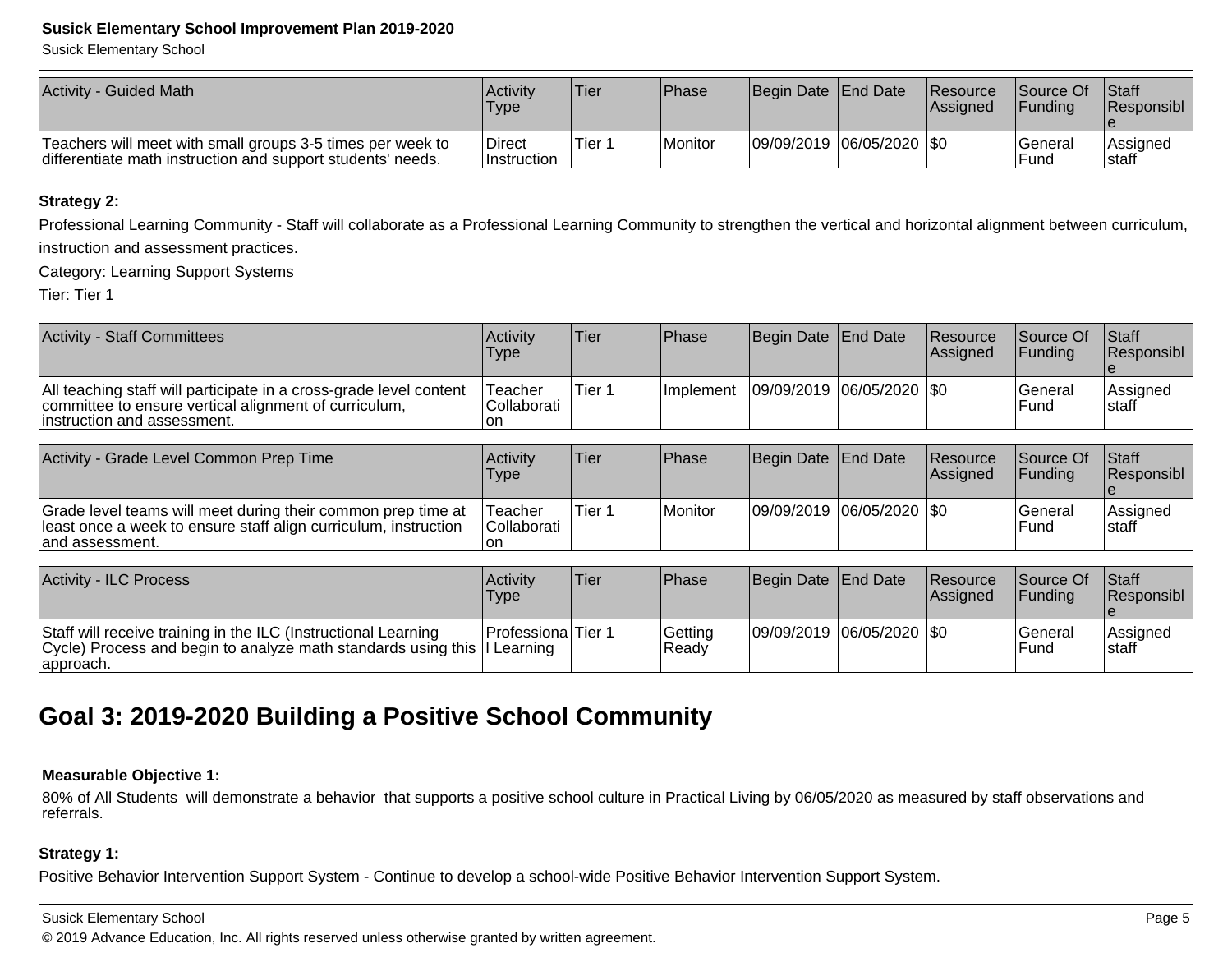| Activity - Guided Math | Activity Type | Tier | Phase | Begin Date | End Date | Resource Assigned | Source Of Funding | Staff Responsible |
|---|---|---|---|---|---|---|---|---|
| Teachers will meet with small groups 3-5 times per week to differentiate math instruction and support students' needs. | Direct Instruction | Tier 1 | Monitor | 09/09/2019 | 06/05/2020 | $0 | General Fund | Assigned staff |

**Strategy 2:**

Professional Learning Community - Staff will collaborate as a Professional Learning Community to strengthen the vertical and horizontal alignment between curriculum, instruction and assessment practices.

Category: Learning Support Systems

Tier: Tier 1

| Activity - Staff Committees | Activity Type | Tier | Phase | Begin Date | End Date | Resource Assigned | Source Of Funding | Staff Responsible |
|---|---|---|---|---|---|---|---|---|
| All teaching staff will participate in a cross-grade level content committee to ensure vertical alignment of curriculum, instruction and assessment. | Teacher Collaboration | Tier 1 | Implement | 09/09/2019 | 06/05/2020 | $0 | General Fund | Assigned staff |

| Activity - Grade Level Common Prep Time | Activity Type | Tier | Phase | Begin Date | End Date | Resource Assigned | Source Of Funding | Staff Responsible |
|---|---|---|---|---|---|---|---|---|
| Grade level teams will meet during their common prep time at least once a week to ensure staff align curriculum, instruction and assessment. | Teacher Collaboration | Tier 1 | Monitor | 09/09/2019 | 06/05/2020 | $0 | General Fund | Assigned staff |

| Activity - ILC Process | Activity Type | Tier | Phase | Begin Date | End Date | Resource Assigned | Source Of Funding | Staff Responsible |
|---|---|---|---|---|---|---|---|---|
| Staff will receive training in the ILC (Instructional Learning Cycle) Process and begin to analyze math standards using this approach. | Professional Learning | Tier 1 | Getting Ready | 09/09/2019 | 06/05/2020 | $0 | General Fund | Assigned staff |

## Goal 3: 2019-2020 Building a Positive School Community

**Measurable Objective 1:**

80% of All Students will demonstrate a behavior that supports a positive school culture in Practical Living by 06/05/2020 as measured by staff observations and referrals.

**Strategy 1:**

Positive Behavior Intervention Support System - Continue to develop a school-wide Positive Behavior Intervention Support System.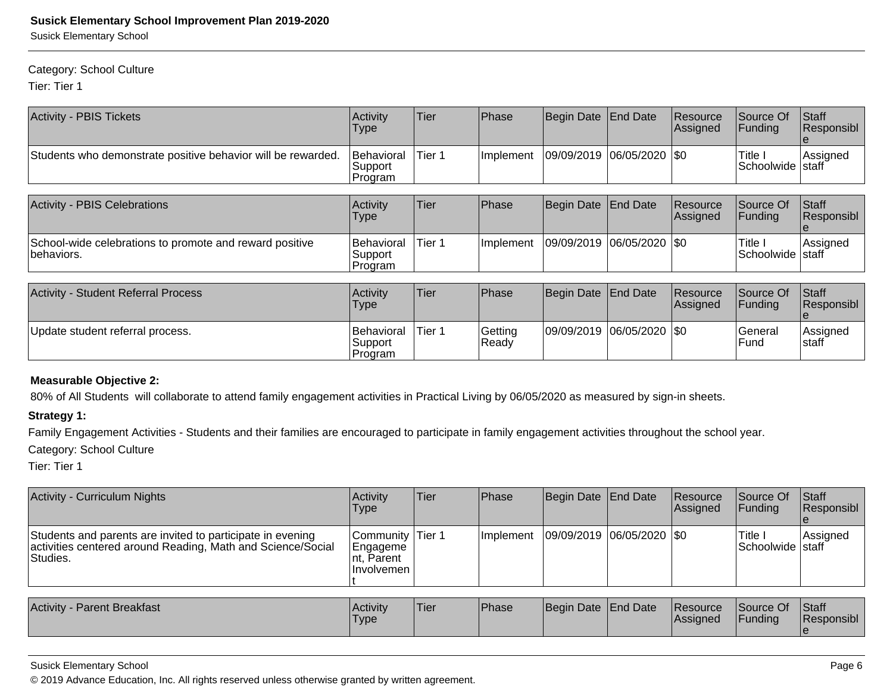Category: School Culture

Tier: Tier 1

| Activity - PBIS Tickets | Activity Type | Tier | Phase | Begin Date | End Date | Resource Assigned | Source Of Funding | Staff Responsible |
|---|---|---|---|---|---|---|---|---|
| Students who demonstrate positive behavior will be rewarded. | Behavioral Support Program | Tier 1 | Implement | 09/09/2019 | 06/05/2020 | $0 | Title I Schoolwide | Assigned staff |

| Activity - PBIS Celebrations | Activity Type | Tier | Phase | Begin Date | End Date | Resource Assigned | Source Of Funding | Staff Responsible |
|---|---|---|---|---|---|---|---|---|
| School-wide celebrations to promote and reward positive behaviors. | Behavioral Support Program | Tier 1 | Implement | 09/09/2019 | 06/05/2020 | $0 | Title I Schoolwide | Assigned staff |

| Activity - Student Referral Process | Activity Type | Tier | Phase | Begin Date | End Date | Resource Assigned | Source Of Funding | Staff Responsible |
|---|---|---|---|---|---|---|---|---|
| Update student referral process. | Behavioral Support Program | Tier 1 | Getting Ready | 09/09/2019 | 06/05/2020 | $0 | General Fund | Assigned staff |

**Measurable Objective 2:**

80% of All Students will collaborate to attend family engagement activities in Practical Living by 06/05/2020 as measured by sign-in sheets.

**Strategy 1:**

Family Engagement Activities - Students and their families are encouraged to participate in family engagement activities throughout the school year.

Category: School Culture

Tier: Tier 1

| Activity - Curriculum Nights | Activity Type | Tier | Phase | Begin Date | End Date | Resource Assigned | Source Of Funding | Staff Responsible |
|---|---|---|---|---|---|---|---|---|
| Students and parents are invited to participate in evening activities centered around Reading, Math and Science/Social Studies. | Community Engagement, Parent Involvement | Tier 1 | Implement | 09/09/2019 | 06/05/2020 | $0 | Title I Schoolwide | Assigned staff |

| Activity - Parent Breakfast | Activity Type | Tier | Phase | Begin Date | End Date | Resource Assigned | Source Of Funding | Staff Responsible |
|---|---|---|---|---|---|---|---|---|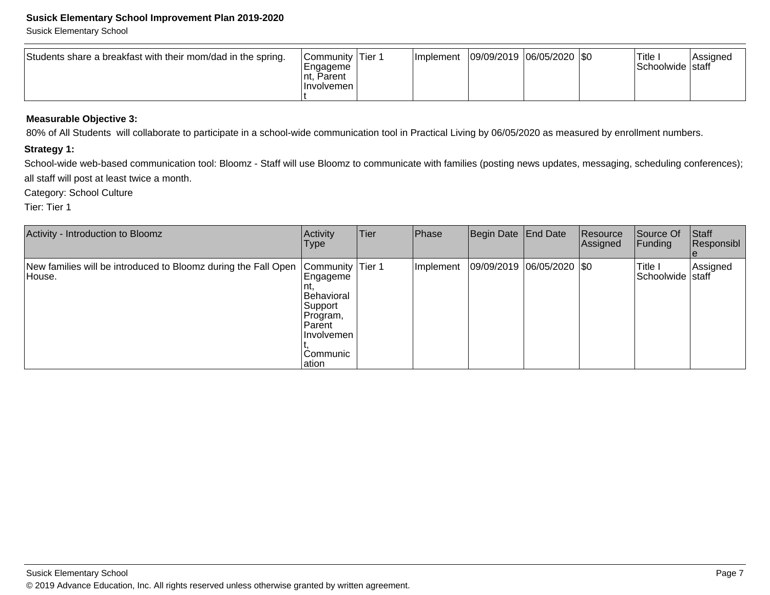| | | | | | | | | |
|---|---|---|---|---|---|---|---|---|
| Students share a breakfast with their mom/dad in the spring. | Community Engagement, Parent Involvement | Tier 1 | Implement | 09/09/2019 | 06/05/2020 | $0 | Title I Schoolwide | Assigned staff |

**Measurable Objective 3:**

80% of All Students will collaborate to participate in a school-wide communication tool in Practical Living by 06/05/2020 as measured by enrollment numbers.

**Strategy 1:**

School-wide web-based communication tool: Bloomz - Staff will use Bloomz to communicate with families (posting news updates, messaging, scheduling conferences); all staff will post at least twice a month.

Category: School Culture

Tier: Tier 1

| Activity - Introduction to Bloomz | Activity Type | Tier | Phase | Begin Date | End Date | Resource Assigned | Source Of Funding | Staff Responsible |
|---|---|---|---|---|---|---|---|---|
| New families will be introduced to Bloomz during the Fall Open House. | Community Engagement, Behavioral Support Program, Parent Involvement, Communication | Tier 1 | Implement | 09/09/2019 | 06/05/2020 | $0 | Title I Schoolwide | Assigned staff |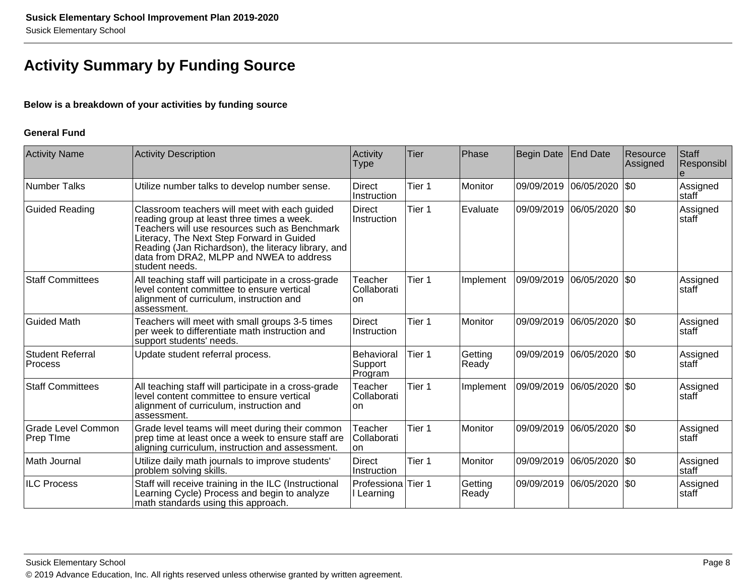# Activity Summary by Funding Source

**Below is a breakdown of your activities by funding source**

**General Fund**

| Activity Name | Activity Description | Activity Type | Tier | Phase | Begin Date | End Date | Resource Assigned | Staff Responsible |
|---|---|---|---|---|---|---|---|---|
| Number Talks | Utilize number talks to develop number sense. | Direct Instruction | Tier 1 | Monitor | 09/09/2019 | 06/05/2020 | $0 | Assigned staff |
| Guided Reading | Classroom teachers will meet with each guided reading group at least three times a week. Teachers will use resources such as Benchmark Literacy, The Next Step Forward in Guided Reading (Jan Richardson), the literacy library, and data from DRA2, MLPP and NWEA to address student needs. | Direct Instruction | Tier 1 | Evaluate | 09/09/2019 | 06/05/2020 | $0 | Assigned staff |
| Staff Committees | All teaching staff will participate in a cross-grade level content committee to ensure vertical alignment of curriculum, instruction and assessment. | Teacher Collaboration | Tier 1 | Implement | 09/09/2019 | 06/05/2020 | $0 | Assigned staff |
| Guided Math | Teachers will meet with small groups 3-5 times per week to differentiate math instruction and support students' needs. | Direct Instruction | Tier 1 | Monitor | 09/09/2019 | 06/05/2020 | $0 | Assigned staff |
| Student Referral Process | Update student referral process. | Behavioral Support Program | Tier 1 | Getting Ready | 09/09/2019 | 06/05/2020 | $0 | Assigned staff |
| Staff Committees | All teaching staff will participate in a cross-grade level content committee to ensure vertical alignment of curriculum, instruction and assessment. | Teacher Collaboration | Tier 1 | Implement | 09/09/2019 | 06/05/2020 | $0 | Assigned staff |
| Grade Level Common Prep TIme | Grade level teams will meet during their common prep time at least once a week to ensure staff are aligning curriculum, instruction and assessment. | Teacher Collaboration | Tier 1 | Monitor | 09/09/2019 | 06/05/2020 | $0 | Assigned staff |
| Math Journal | Utilize daily math journals to improve students' problem solving skills. | Direct Instruction | Tier 1 | Monitor | 09/09/2019 | 06/05/2020 | $0 | Assigned staff |
| ILC Process | Staff will receive training in the ILC (Instructional Learning Cycle) Process and begin to analyze math standards using this approach. | Professional Learning | Tier 1 | Getting Ready | 09/09/2019 | 06/05/2020 | $0 | Assigned staff |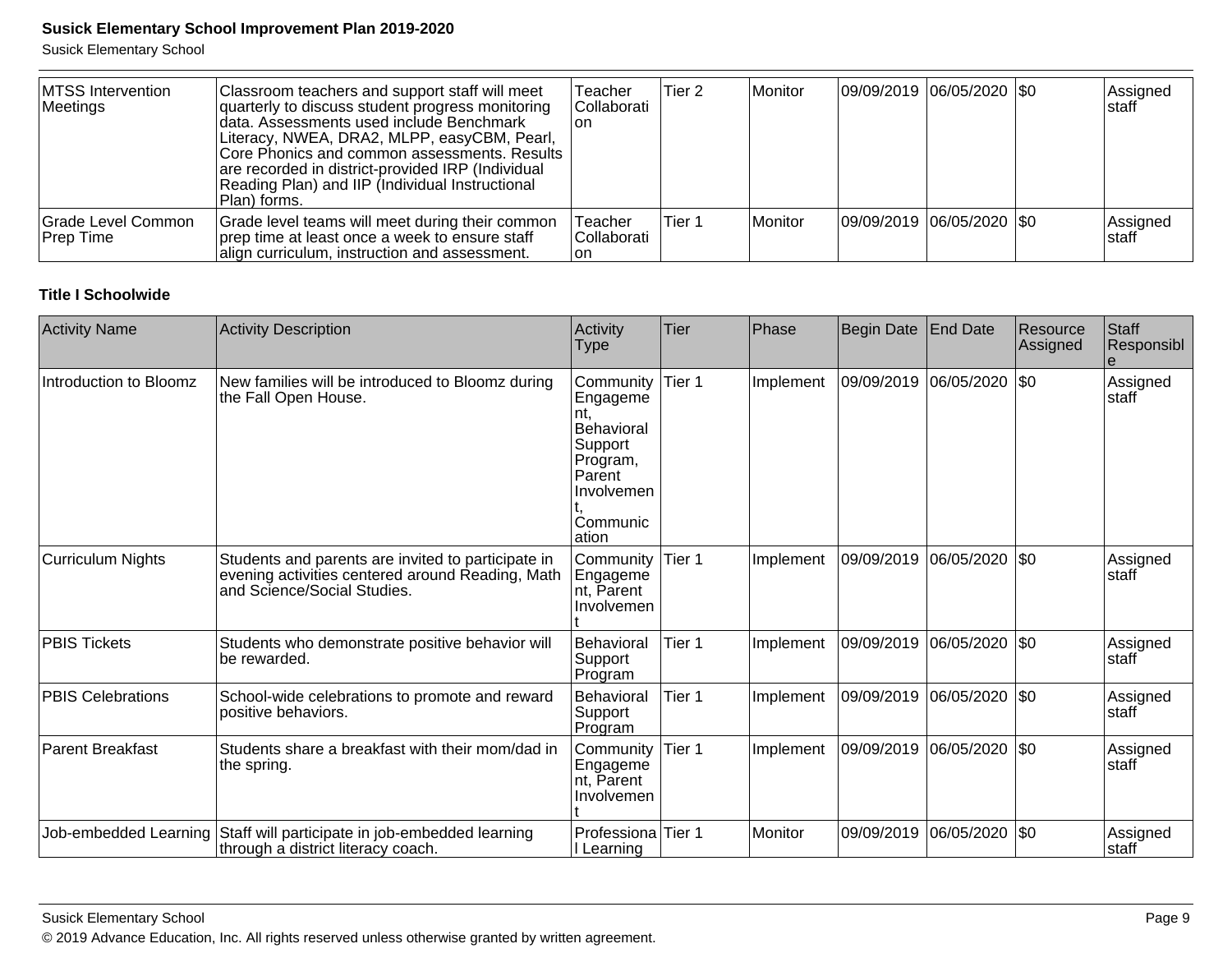| | | | | | | | | |
|---|---|---|---|---|---|---|---|---|
| MTSS Intervention Meetings | Classroom teachers and support staff will meet quarterly to discuss student progress monitoring data. Assessments used include Benchmark Literacy, NWEA, DRA2, MLPP, easyCBM, Pearl, Core Phonics and common assessments. Results are recorded in district-provided IRP (Individual Reading Plan) and IIP (Individual Instructional Plan) forms. | Teacher Collaboration | Tier 2 | Monitor | 09/09/2019 | 06/05/2020 | $0 | Assigned staff |
| Grade Level Common Prep Time | Grade level teams will meet during their common prep time at least once a week to ensure staff align curriculum, instruction and assessment. | Teacher Collaboration | Tier 1 | Monitor | 09/09/2019 | 06/05/2020 | $0 | Assigned staff |

**Title I Schoolwide**

| Activity Name | Activity Description | Activity Type | Tier | Phase | Begin Date | End Date | Resource Assigned | Staff Responsible |
|---|---|---|---|---|---|---|---|---|
| Introduction to Bloomz | New families will be introduced to Bloomz during the Fall Open House. | Community Engagement, Behavioral Support Program, Parent Involvement, Communication | Tier 1 | Implement | 09/09/2019 | 06/05/2020 | $0 | Assigned staff |
| Curriculum Nights | Students and parents are invited to participate in evening activities centered around Reading, Math and Science/Social Studies. | Community Engagement, Parent Involvement | Tier 1 | Implement | 09/09/2019 | 06/05/2020 | $0 | Assigned staff |
| PBIS Tickets | Students who demonstrate positive behavior will be rewarded. | Behavioral Support Program | Tier 1 | Implement | 09/09/2019 | 06/05/2020 | $0 | Assigned staff |
| PBIS Celebrations | School-wide celebrations to promote and reward positive behaviors. | Behavioral Support Program | Tier 1 | Implement | 09/09/2019 | 06/05/2020 | $0 | Assigned staff |
| Parent Breakfast | Students share a breakfast with their mom/dad in the spring. | Community Engagement, Parent Involvement | Tier 1 | Implement | 09/09/2019 | 06/05/2020 | $0 | Assigned staff |
| Job-embedded Learning | Staff will participate in job-embedded learning through a district literacy coach. | Professional Learning | Tier 1 | Monitor | 09/09/2019 | 06/05/2020 | $0 | Assigned staff |